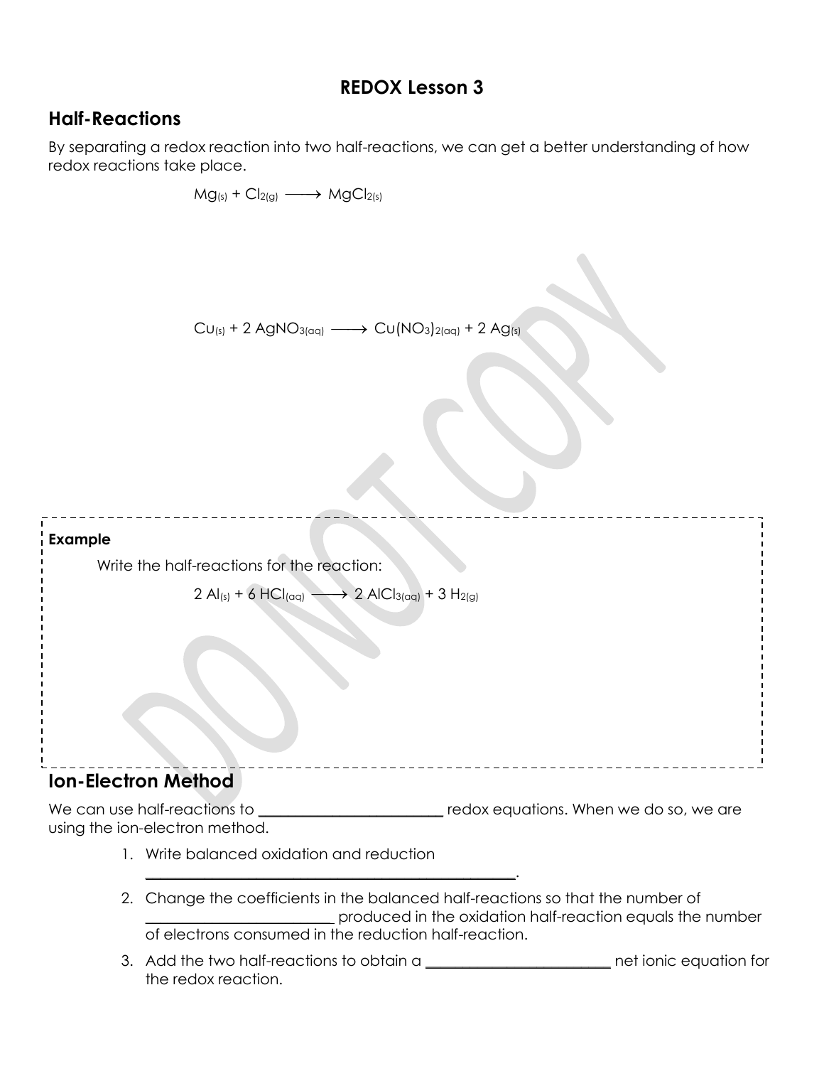# REDOX Lesson 3

## Half-Reactions

By separating a redox reaction into two half-reactions, we can get a better understanding of how redox reactions take place.

$$Mg_{(s)} + Cl_{2(g)} \longrightarrow MgCl_{2(s)}$$

$$Cu_{(s)} + 2\ AgNO_{3(aq)} \longrightarrow Cu(NO_3)_{2(aq)} + 2\ Ag_{(s)}$$

**Example**

Write the half-reactions for the reaction:

$$2\ Al_{(s)} + 6\ HCl_{(aq)} \longrightarrow 2\ AlCl_{3(aq)} + 3\ H_{2(g)}$$

## Ion-Electron Method

We can use half-reactions to ________________________ redox equations. When we do so, we are using the ion-electron method.

1. Write balanced oxidation and reduction ________________________________________________.
2. Change the coefficients in the balanced half-reactions so that the number of ________________________ produced in the oxidation half-reaction equals the number of electrons consumed in the reduction half-reaction.
3. Add the two half-reactions to obtain a ________________________ net ionic equation for the redox reaction.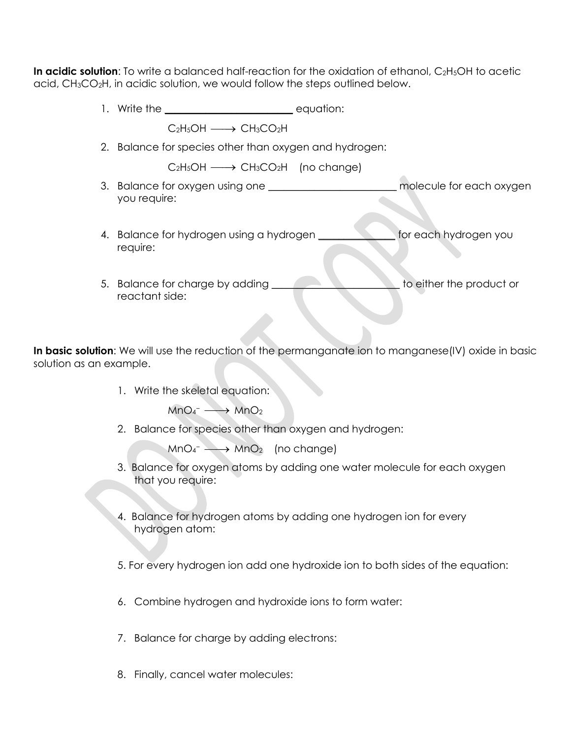**In acidic solution**: To write a balanced half-reaction for the oxidation of ethanol, $C_2H_5OH$ to acetic acid, $CH_3CO_2H$, in acidic solution, we would follow the steps outlined below.

1. Write the \_\_\_\_\_\_\_\_\_\_\_\_\_\_\_\_\_\_\_\_\_\_\_\_\_ equation:

   $C_2H_5OH \longrightarrow CH_3CO_2H$

2. Balance for species other than oxygen and hydrogen:

   $C_2H_5OH \longrightarrow CH_3CO_2H$ (no change)

3. Balance for oxygen using one \_\_\_\_\_\_\_\_\_\_\_\_\_\_\_\_\_\_\_\_\_\_\_\_\_ molecule for each oxygen you require:

4. Balance for hydrogen using a hydrogen \_\_\_\_\_\_\_\_\_\_\_\_\_\_\_ for each hydrogen you require:

5. Balance for charge by adding \_\_\_\_\_\_\_\_\_\_\_\_\_\_\_\_\_\_\_\_\_\_\_\_\_ to either the product or reactant side:

**In basic solution**: We will use the reduction of the permanganate ion to manganese(IV) oxide in basic solution as an example.

1. Write the skeletal equation:

   $MnO_4^- \longrightarrow MnO_2$

2. Balance for species other than oxygen and hydrogen:

   $MnO_4^- \longrightarrow MnO_2$ (no change)

3. Balance for oxygen atoms by adding one water molecule for each oxygen that you require:

4. Balance for hydrogen atoms by adding one hydrogen ion for every hydrogen atom:

5. For every hydrogen ion add one hydroxide ion to both sides of the equation:

6. Combine hydrogen and hydroxide ions to form water:

7. Balance for charge by adding electrons:

8. Finally, cancel water molecules: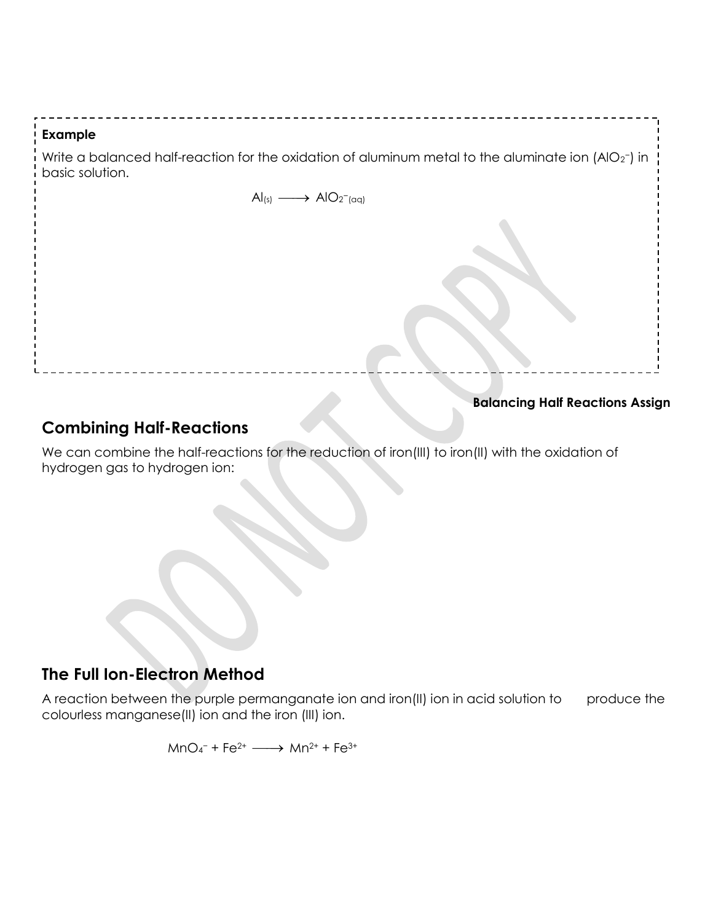**Example**

Write a balanced half-reaction for the oxidation of aluminum metal to the aluminate ion ($AlO_2^-$) in basic solution.

$$Al_{(s)} \longrightarrow AlO_2^-{}_{(aq)}$$

**Balancing Half Reactions Assign**

## Combining Half-Reactions

We can combine the half-reactions for the reduction of iron(III) to iron(II) with the oxidation of hydrogen gas to hydrogen ion:

## The Full Ion-Electron Method

A reaction between the purple permanganate ion and iron(II) ion in acid solution to produce the colourless manganese(II) ion and the iron (III) ion.

$$MnO_4^- + Fe^{2+} \longrightarrow Mn^{2+} + Fe^{3+}$$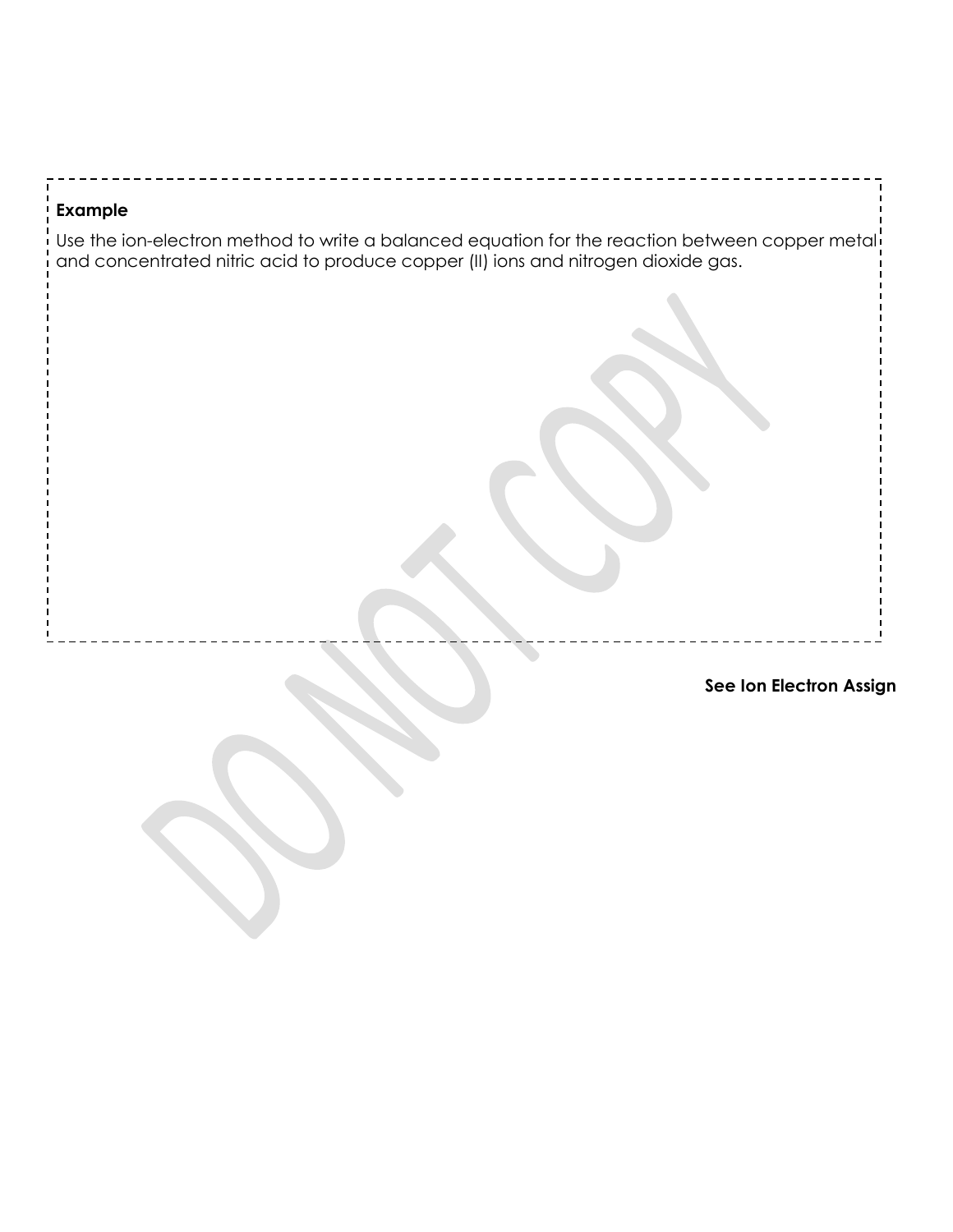**Example**

Use the ion-electron method to write a balanced equation for the reaction between copper metal and concentrated nitric acid to produce copper (II) ions and nitrogen dioxide gas.

**See Ion Electron Assign**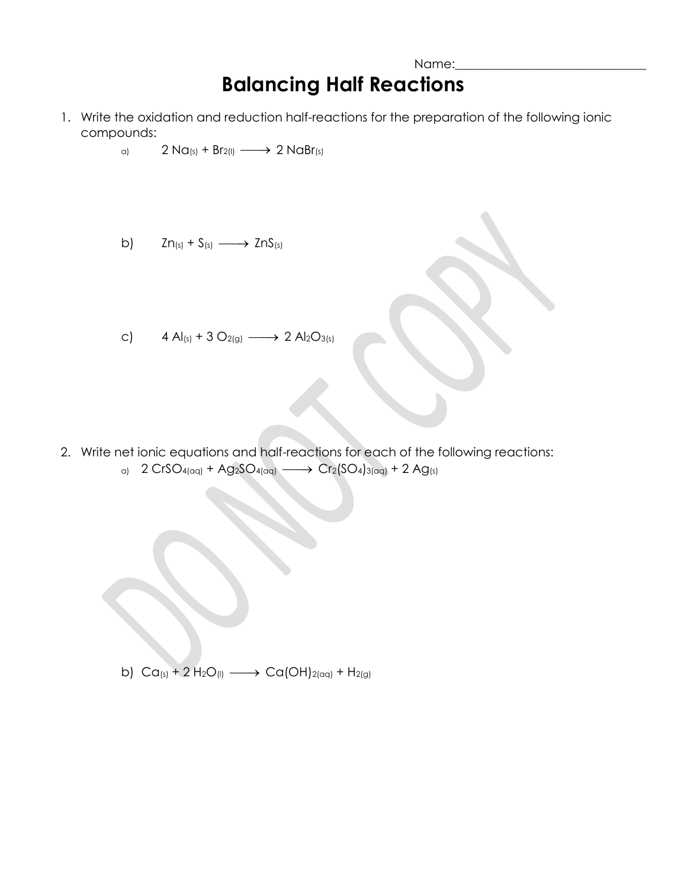Name:______________________________

# Balancing Half Reactions

1. Write the oxidation and reduction half-reactions for the preparation of the following ionic compounds:

   a) $2\ Na_{(s)} + Br_{2(l)} \longrightarrow 2\ NaBr_{(s)}$

   b) $Zn_{(s)} + S_{(s)} \longrightarrow ZnS_{(s)}$

   c) $4\ Al_{(s)} + 3\ O_{2(g)} \longrightarrow 2\ Al_2O_{3(s)}$

2. Write net ionic equations and half-reactions for each of the following reactions:

   a) $2\ CrSO_{4(aq)} + Ag_2SO_{4(aq)} \longrightarrow Cr_2(SO_4)_{3(aq)} + 2\ Ag_{(s)}$

   b) $Ca_{(s)} + 2\ H_2O_{(l)} \longrightarrow Ca(OH)_{2(aq)} + H_{2(g)}$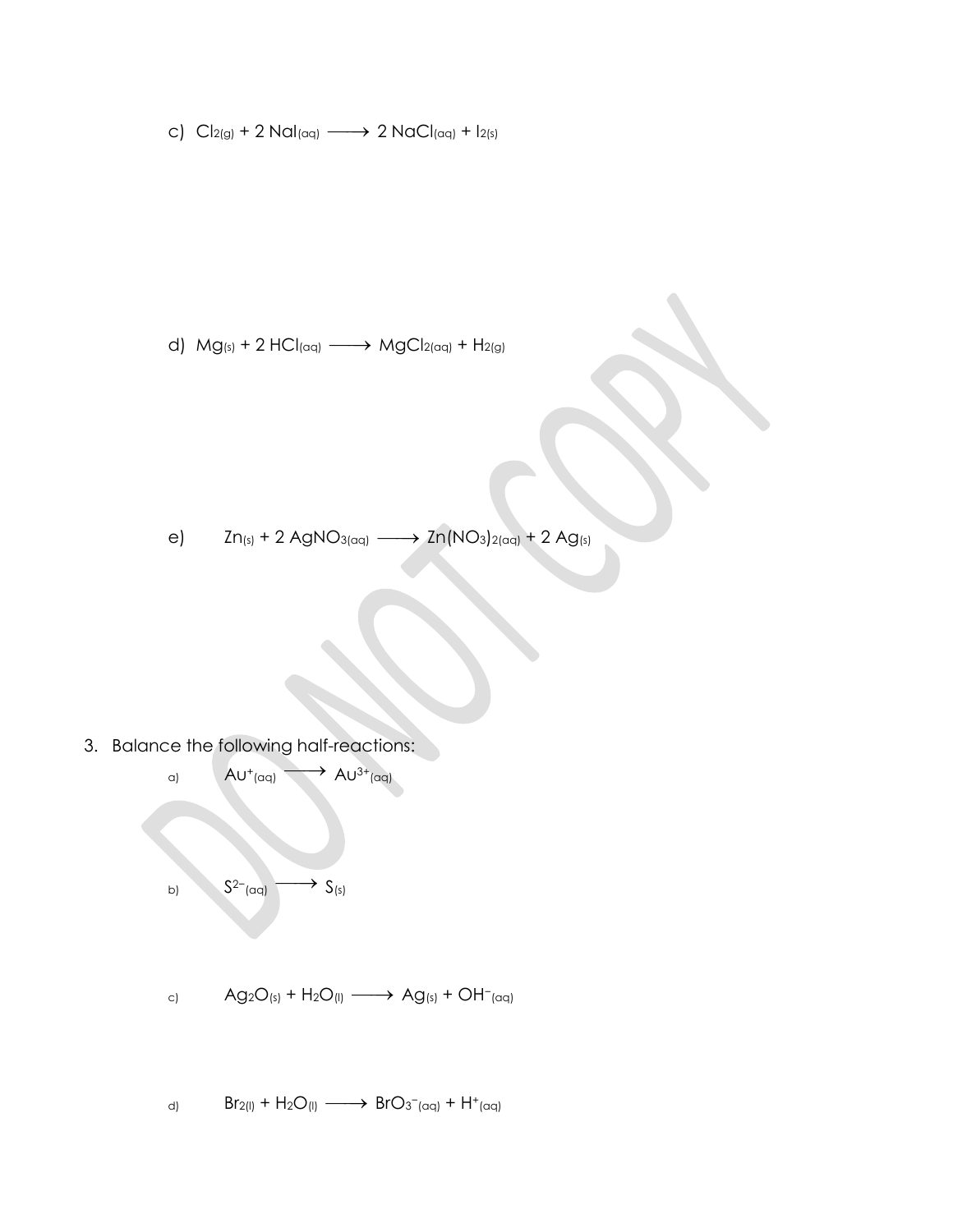c) $Cl_{2(g)} + 2\ NaI_{(aq)} \longrightarrow 2\ NaCl_{(aq)} + I_{2(s)}$

d) $Mg_{(s)} + 2\ HCl_{(aq)} \longrightarrow MgCl_{2(aq)} + H_{2(g)}$

e) $Zn_{(s)} + 2\ AgNO_{3(aq)} \longrightarrow Zn(NO_3)_{2(aq)} + 2\ Ag_{(s)}$

3. Balance the following half-reactions:

a) $Au^{+}_{(aq)} \longrightarrow Au^{3+}_{(aq)}$

b) $S^{2-}_{(aq)} \longrightarrow S_{(s)}$

c) $Ag_2O_{(s)} + H_2O_{(l)} \longrightarrow Ag_{(s)} + OH^{-}_{(aq)}$

d) $Br_{2(l)} + H_2O_{(l)} \longrightarrow BrO_3^{-}{}_{(aq)} + H^{+}_{(aq)}$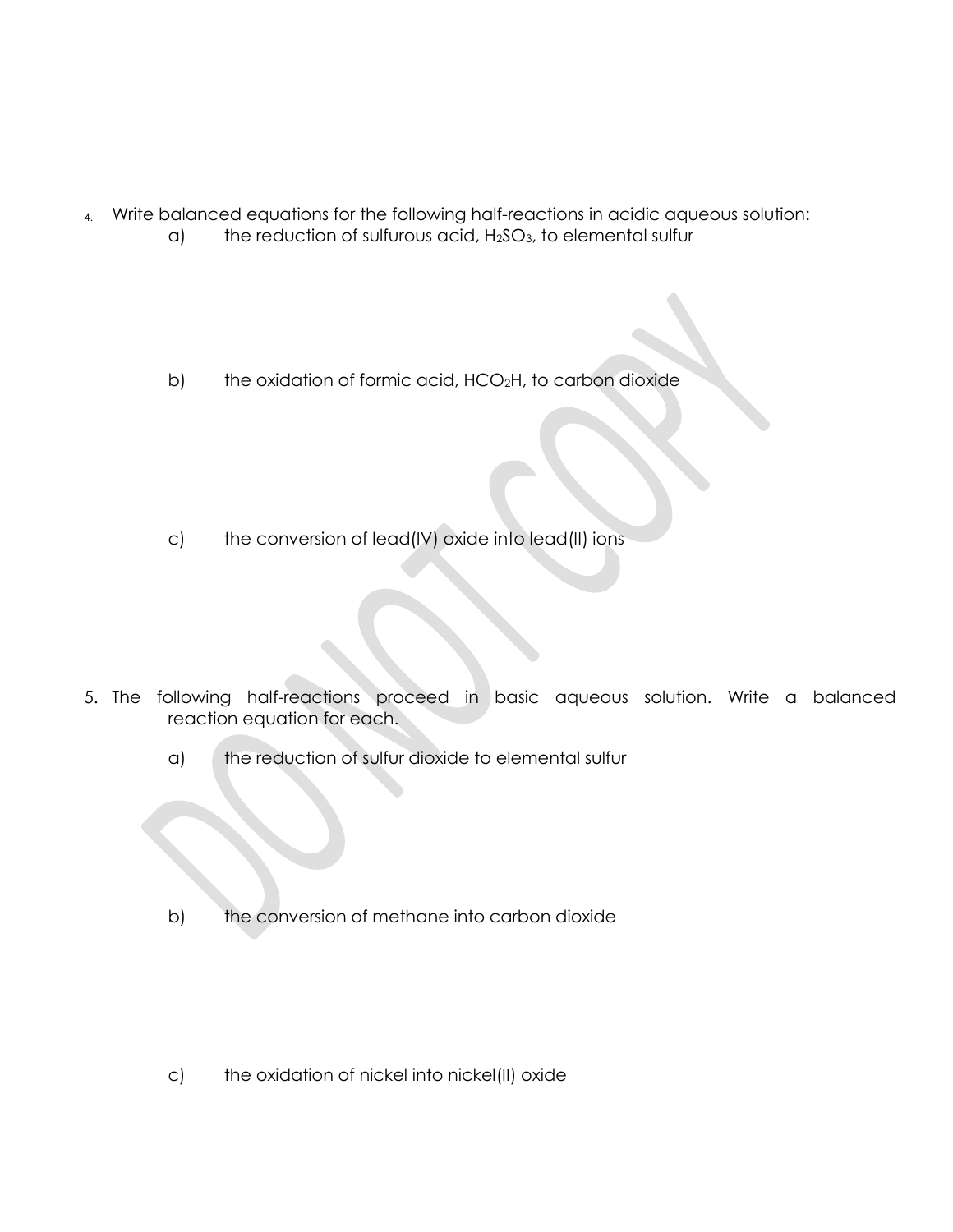4. Write balanced equations for the following half-reactions in acidic aqueous solution:

    a) the reduction of sulfurous acid, $H_2SO_3$, to elemental sulfur

    b) the oxidation of formic acid, $HCO_2H$, to carbon dioxide

    c) the conversion of lead(IV) oxide into lead(II) ions

5. The following half-reactions proceed in basic aqueous solution. Write a balanced reaction equation for each.

    a) the reduction of sulfur dioxide to elemental sulfur

    b) the conversion of methane into carbon dioxide

    c) the oxidation of nickel into nickel(II) oxide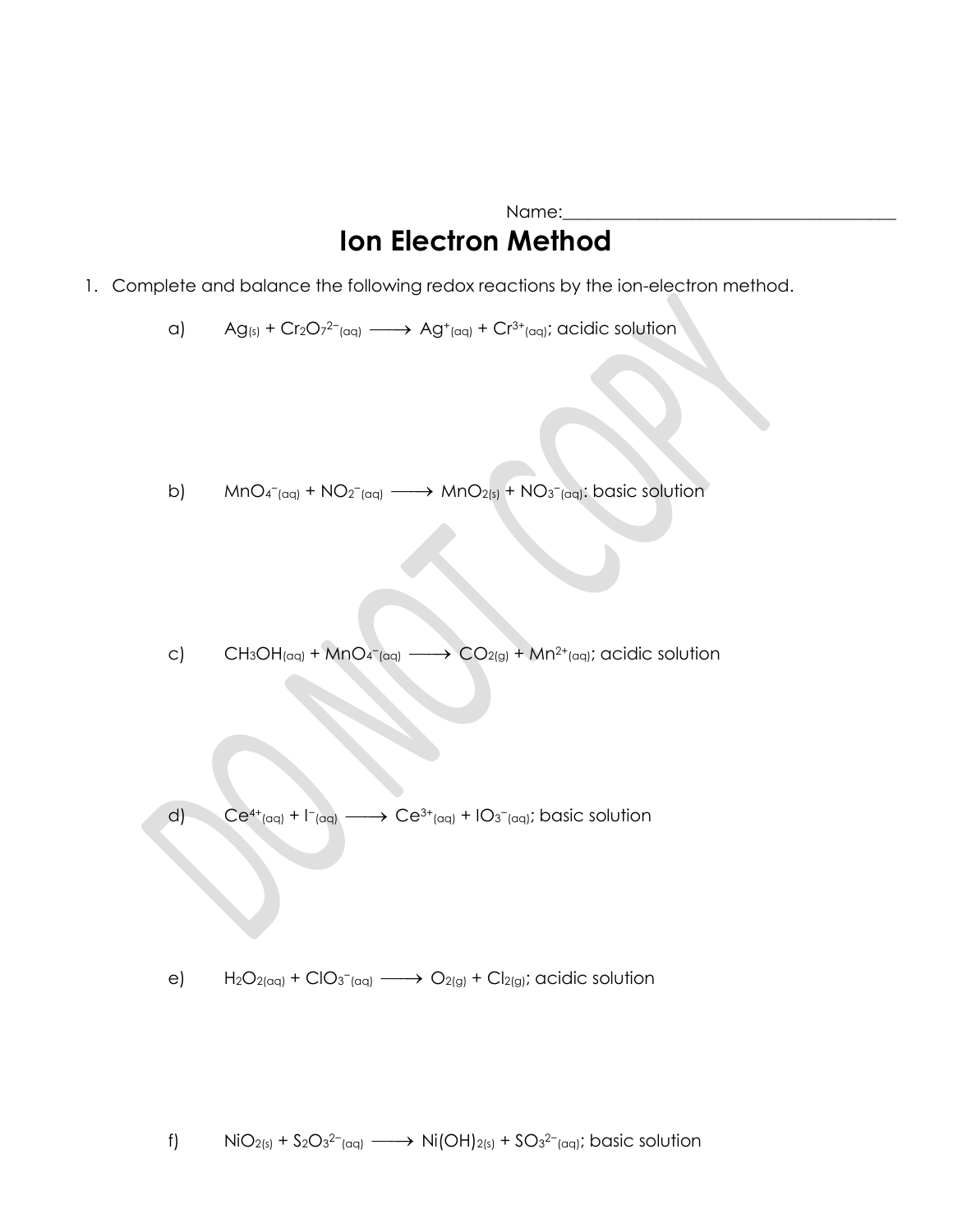Name:________________________________________

# Ion Electron Method

1. Complete and balance the following redox reactions by the ion-electron method.

   a) $Ag_{(s)} + Cr_2O_7^{2-}{}_{(aq)} \longrightarrow Ag^+{}_{(aq)} + Cr^{3+}{}_{(aq)}$; acidic solution

   b) $MnO_4^-{}_{(aq)} + NO_2^-{}_{(aq)} \longrightarrow MnO_{2(s)} + NO_3^-{}_{(aq)}$; basic solution

   c) $CH_3OH_{(aq)} + MnO_4^-{}_{(aq)} \longrightarrow CO_{2(g)} + Mn^{2+}{}_{(aq)}$; acidic solution

   d) $Ce^{4+}{}_{(aq)} + I^-{}_{(aq)} \longrightarrow Ce^{3+}{}_{(aq)} + IO_3^-{}_{(aq)}$; basic solution

   e) $H_2O_{2(aq)} + ClO_3^-{}_{(aq)} \longrightarrow O_{2(g)} + Cl_{2(g)}$; acidic solution

   f) $NiO_{2(s)} + S_2O_3^{2-}{}_{(aq)} \longrightarrow Ni(OH)_{2(s)} + SO_3^{2-}{}_{(aq)}$; basic solution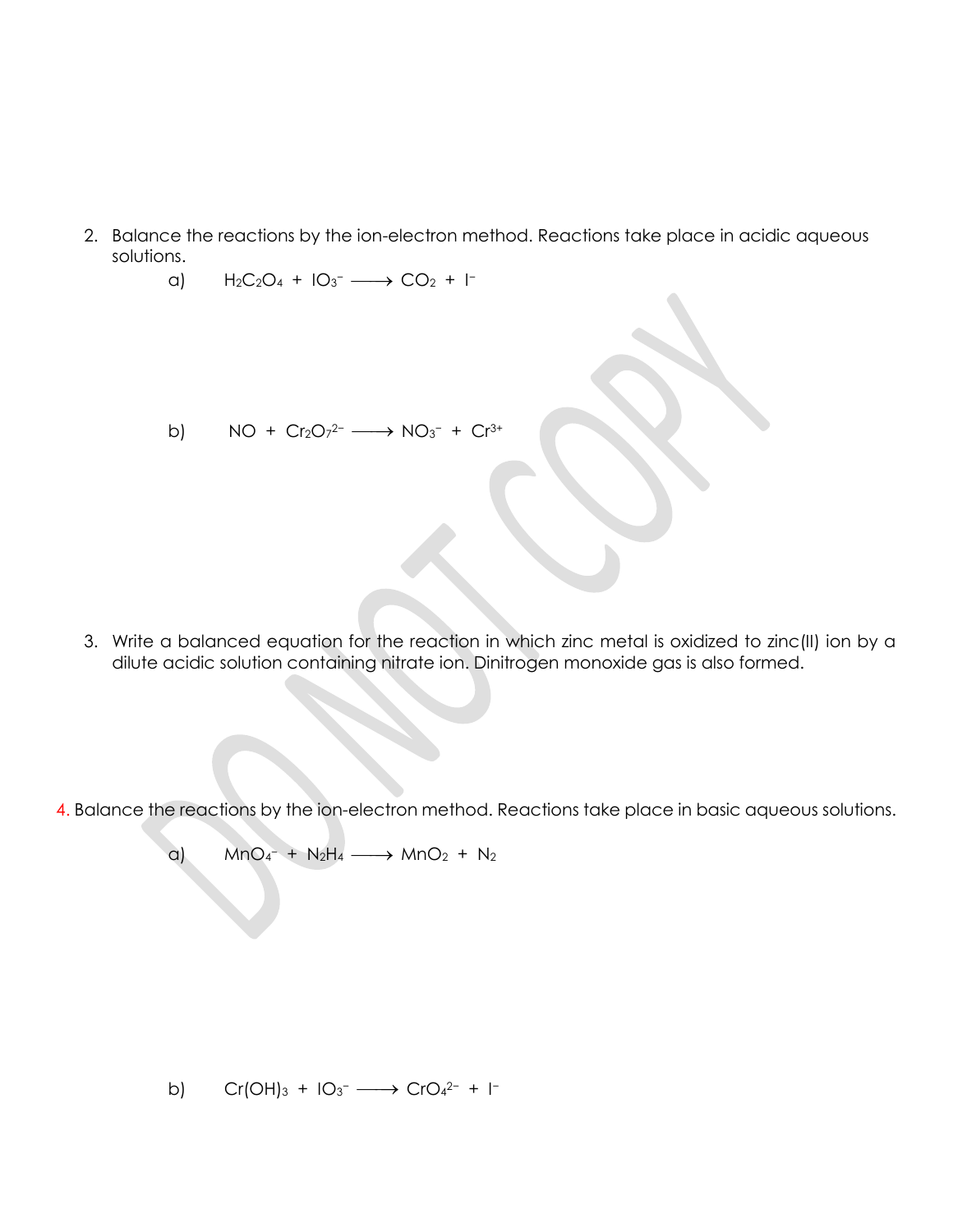2. Balance the reactions by the ion-electron method. Reactions take place in acidic aqueous solutions.

   a) $H_2C_2O_4 + IO_3^- \longrightarrow CO_2 + I^-$

   b) $NO + Cr_2O_7^{2-} \longrightarrow NO_3^- + Cr^{3+}$

3. Write a balanced equation for the reaction in which zinc metal is oxidized to zinc(II) ion by a dilute acidic solution containing nitrate ion. Dinitrogen monoxide gas is also formed.

4. Balance the reactions by the ion-electron method. Reactions take place in basic aqueous solutions.

   a) $MnO_4^- + N_2H_4 \longrightarrow MnO_2 + N_2$

   b) $Cr(OH)_3 + IO_3^- \longrightarrow CrO_4^{2-} + I^-$